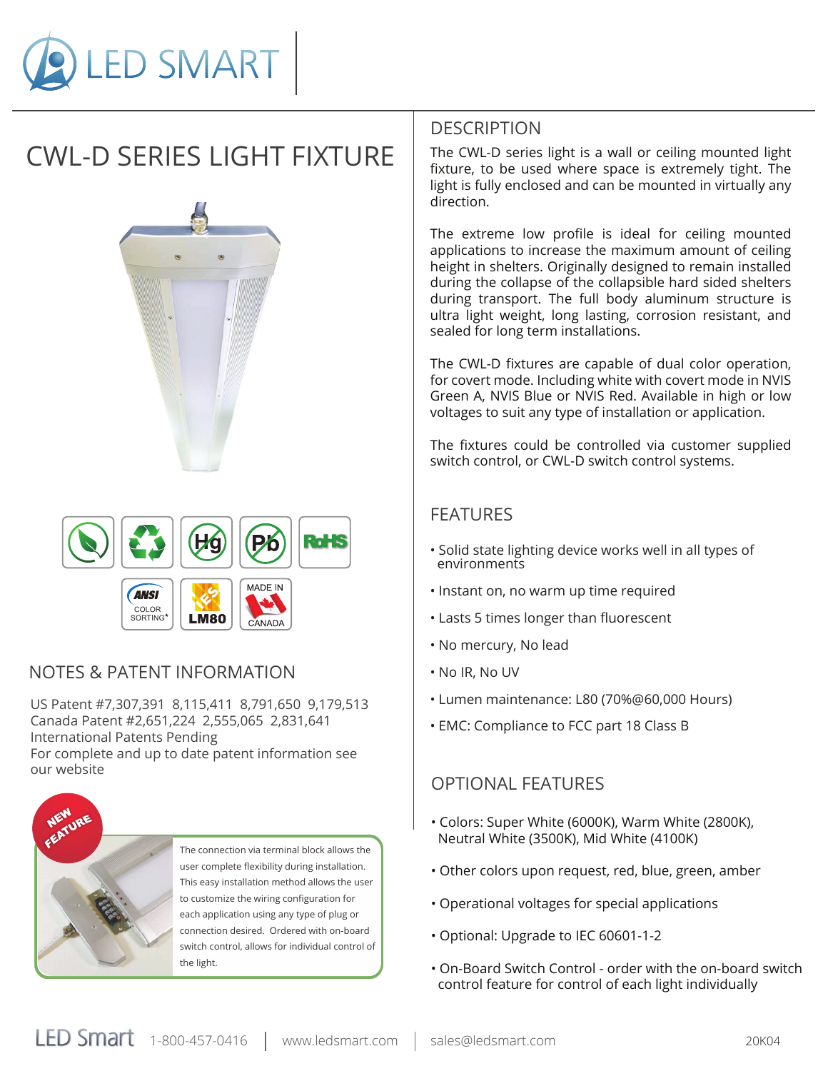LED SMART

# CWL-D SERIES LIGHT FIXTURE

ANSI COLOR SORTING* | LM80 | MADE IN CANADA

## NOTES & PATENT INFORMATION

US Patent #7,307,391 8,115,411 8,791,650 9,179,513
Canada Patent #2,651,224 2,555,065 2,831,641
International Patents Pending
For complete and up to date patent information see our website

**NEW FEATURE**

The connection via terminal block allows the user complete flexibility during installation. This easy installation method allows the user to customize the wiring configuration for each application using any type of plug or connection desired. Ordered with on-board switch control, allows for individual control of the light.

## DESCRIPTION

The CWL-D series light is a wall or ceiling mounted light fixture, to be used where space is extremely tight. The light is fully enclosed and can be mounted in virtually any direction.

The extreme low profile is ideal for ceiling mounted applications to increase the maximum amount of ceiling height in shelters. Originally designed to remain installed during the collapse of the collapsible hard sided shelters during transport. The full body aluminum structure is ultra light weight, long lasting, corrosion resistant, and sealed for long term installations.

The CWL-D fixtures are capable of dual color operation, for covert mode. Including white with covert mode in NVIS Green A, NVIS Blue or NVIS Red. Available in high or low voltages to suit any type of installation or application.

The fixtures could be controlled via customer supplied switch control, or CWL-D switch control systems.

## FEATURES

- Solid state lighting device works well in all types of environments
- Instant on, no warm up time required
- Lasts 5 times longer than fluorescent
- No mercury, No lead
- No IR, No UV
- Lumen maintenance: L80 (70%@60,000 Hours)
- EMC: Compliance to FCC part 18 Class B

## OPTIONAL FEATURES

- Colors: Super White (6000K), Warm White (2800K), Neutral White (3500K), Mid White (4100K)
- Other colors upon request, red, blue, green, amber
- Operational voltages for special applications
- Optional: Upgrade to IEC 60601-1-2
- On-Board Switch Control - order with the on-board switch control feature for control of each light individually

LED Smart 1-800-457-0416 | www.ledsmart.com | sales@ledsmart.com 20K04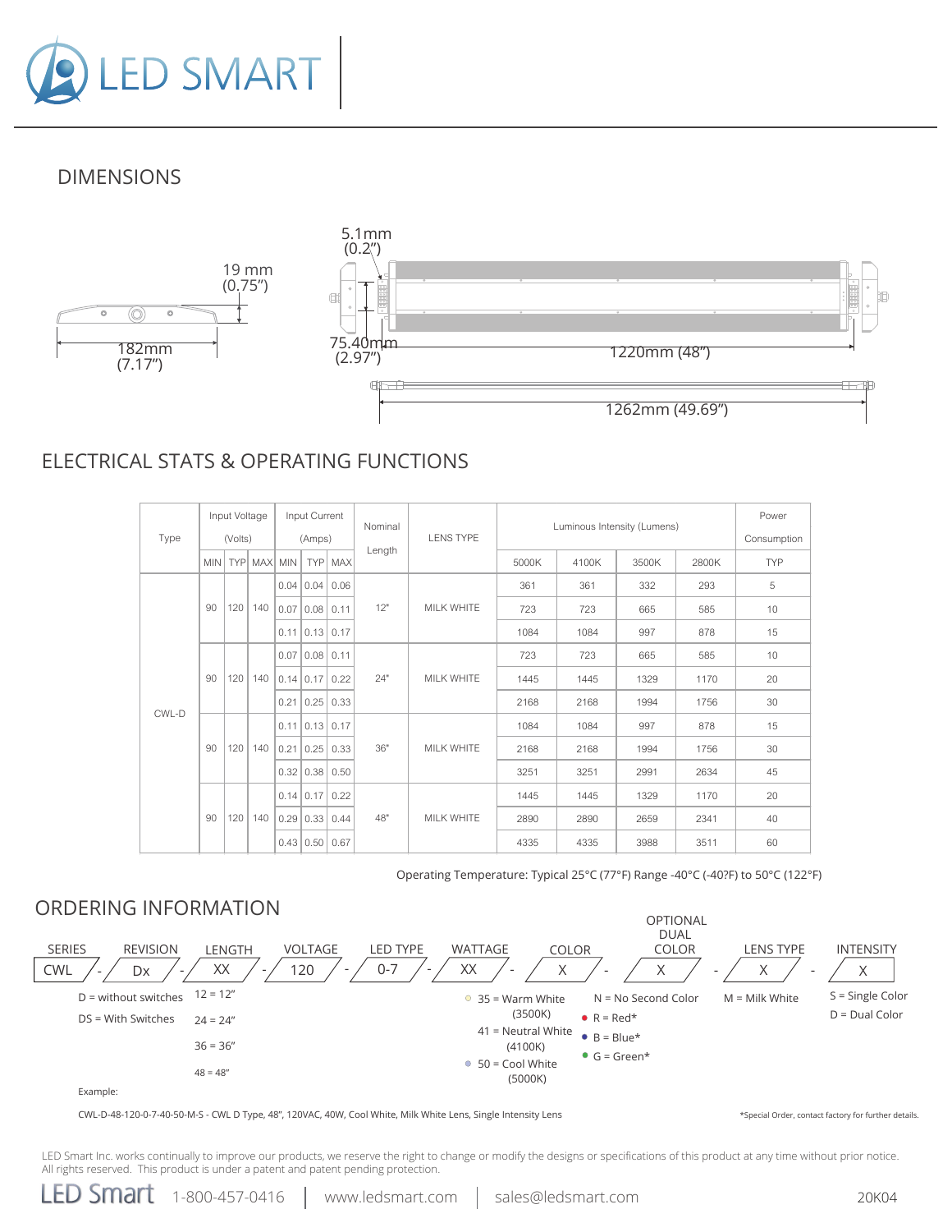## DIMENSIONS

19 mm
(0.75")

182mm
(7.17")

5.1mm
(0.2")

75.40mm
(2.97")

1220mm (48")

1262mm (49.69")

## ELECTRICAL STATS & OPERATING FUNCTIONS

| Type | Input Voltage (Volts) | | | Input Current (Amps) | | | Nominal Length | LENS TYPE | Luminous Intensity (Lumens) | | | | Power Consumption |
|---|---|---|---|---|---|---|---|---|---|---|---|---|---|
| | MIN | TYP | MAX | MIN | TYP | MAX | | | 5000K | 4100K | 3500K | 2800K | TYP |
| CWL-D | 90 | 120 | 140 | 0.04 | 0.04 | 0.06 | 12" | MILK WHITE | 361 | 361 | 332 | 293 | 5 |
| | | | | 0.07 | 0.08 | 0.11 | | | 723 | 723 | 665 | 585 | 10 |
| | | | | 0.11 | 0.13 | 0.17 | | | 1084 | 1084 | 997 | 878 | 15 |
| | 90 | 120 | 140 | 0.07 | 0.08 | 0.11 | 24" | MILK WHITE | 723 | 723 | 665 | 585 | 10 |
| | | | | 0.14 | 0.17 | 0.22 | | | 1445 | 1445 | 1329 | 1170 | 20 |
| | | | | 0.21 | 0.25 | 0.33 | | | 2168 | 2168 | 1994 | 1756 | 30 |
| | 90 | 120 | 140 | 0.11 | 0.13 | 0.17 | 36" | MILK WHITE | 1084 | 1084 | 997 | 878 | 15 |
| | | | | 0.21 | 0.25 | 0.33 | | | 2168 | 2168 | 1994 | 1756 | 30 |
| | | | | 0.32 | 0.38 | 0.50 | | | 3251 | 3251 | 2991 | 2634 | 45 |
| | 90 | 120 | 140 | 0.14 | 0.17 | 0.22 | 48" | MILK WHITE | 1445 | 1445 | 1329 | 1170 | 20 |
| | | | | 0.29 | 0.33 | 0.44 | | | 2890 | 2890 | 2659 | 2341 | 40 |
| | | | | 0.43 | 0.50 | 0.67 | | | 4335 | 4335 | 3988 | 3511 | 60 |

Operating Temperature: Typical 25°C (77°F) Range -40°C (-40?F) to 50°C (122°F)

## ORDERING INFORMATION

| SERIES | REVISION | LENGTH | VOLTAGE | LED TYPE | WATTAGE | COLOR | OPTIONAL DUAL COLOR | LENS TYPE | INTENSITY |
|---|---|---|---|---|---|---|---|---|---|
| CWL | Dx | XX | 120 | 0-7 | XX | X | X | X | X |
| | D = without switches<br>DS = With Switches | 12 = 12"<br>24 = 24"<br>36 = 36"<br>48 = 48" | | | | 35 = Warm White (3500K)<br>41 = Neutral White (4100K)<br>50 = Cool White (5000K) | N = No Second Color<br>R = Red*<br>B = Blue*<br>G = Green* | M = Milk White | S = Single Color<br>D = Dual Color |

Example:

CWL-D-48-120-0-7-40-50-M-S - CWL D Type, 48", 120VAC, 40W, Cool White, Milk White Lens, Single Intensity Lens

*Special Order, contact factory for further details.

LED Smart Inc. works continually to improve our products, we reserve the right to change or modify the designs or specifications of this product at any time without prior notice. All rights reserved. This product is under a patent and patent pending protection.

LED Smart 1-800-457-0416 | www.ledsmart.com | sales@ledsmart.com 20K04